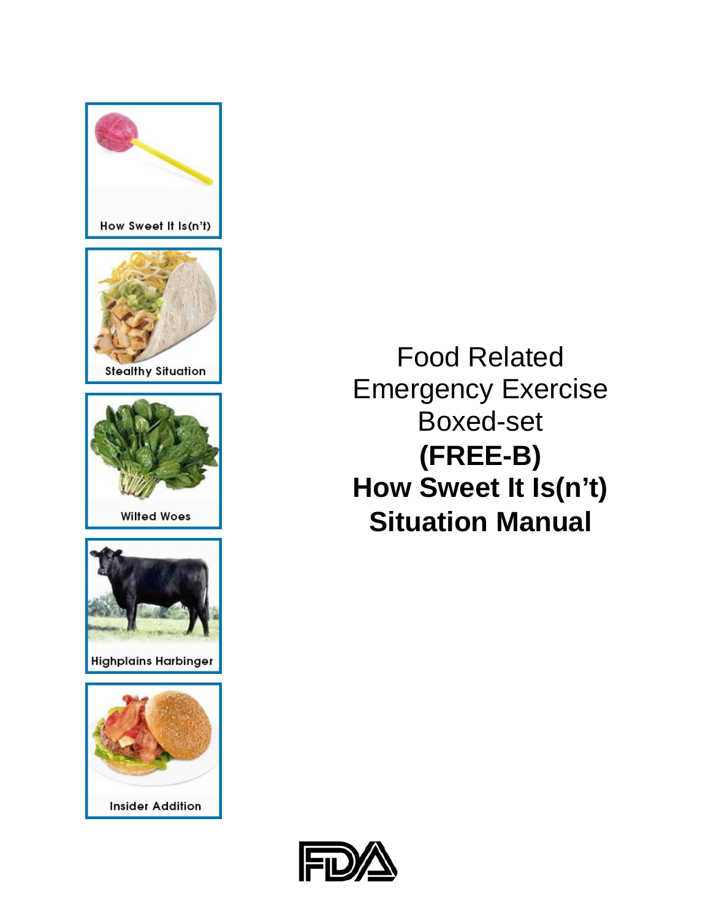How Sweet It Is(n't)

Stealthy Situation

Wilted Woes

Highplains Harbinger

Insider Addition

# Food Related Emergency Exercise Boxed-set

# **(FREE-B)**

# **How Sweet It Is(n't)**

# **Situation Manual**

FDA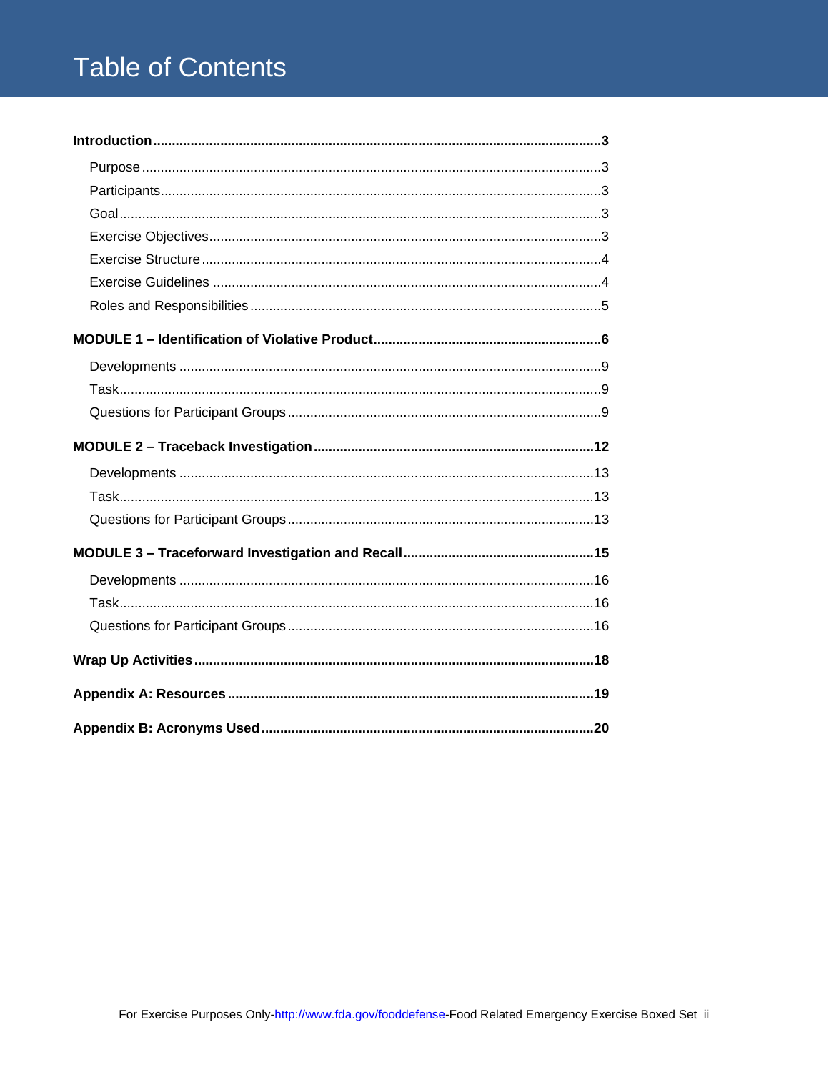# Table of Contents

**Introduction** .......... **3**

- Purpose .......... 3
- Participants .......... 3
- Goal .......... 3
- Exercise Objectives .......... 3
- Exercise Structure .......... 4
- Exercise Guidelines .......... 4
- Roles and Responsibilities .......... 5

**MODULE 1 – Identification of Violative Product** .......... **6**

- Developments .......... 9
- Task .......... 9
- Questions for Participant Groups .......... 9

**MODULE 2 – Traceback Investigation** .......... **12**

- Developments .......... 13
- Task .......... 13
- Questions for Participant Groups .......... 13

**MODULE 3 – Traceforward Investigation and Recall** .......... **15**

- Developments .......... 16
- Task .......... 16
- Questions for Participant Groups .......... 16

**Wrap Up Activities** .......... **18**

**Appendix A: Resources** .......... **19**

**Appendix B: Acronyms Used** .......... **20**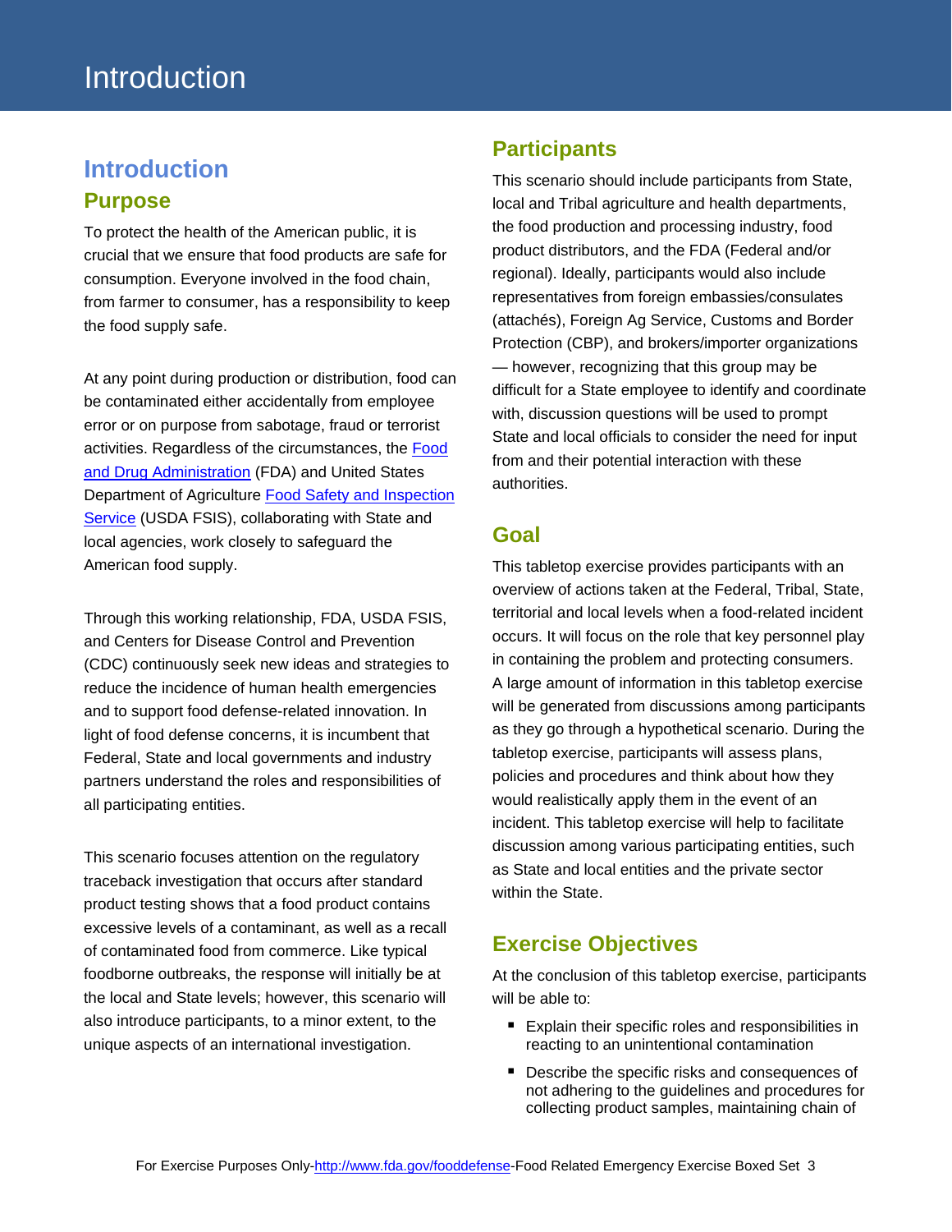# Introduction

## Introduction

### Purpose

To protect the health of the American public, it is crucial that we ensure that food products are safe for consumption. Everyone involved in the food chain, from farmer to consumer, has a responsibility to keep the food supply safe.

At any point during production or distribution, food can be contaminated either accidentally from employee error or on purpose from sabotage, fraud or terrorist activities. Regardless of the circumstances, the [Food and Drug Administration](http://www.fda.gov) (FDA) and United States Department of Agriculture [Food Safety and Inspection Service](http://www.fsis.usda.gov) (USDA FSIS), collaborating with State and local agencies, work closely to safeguard the American food supply.

Through this working relationship, FDA, USDA FSIS, and Centers for Disease Control and Prevention (CDC) continuously seek new ideas and strategies to reduce the incidence of human health emergencies and to support food defense-related innovation. In light of food defense concerns, it is incumbent that Federal, State and local governments and industry partners understand the roles and responsibilities of all participating entities.

This scenario focuses attention on the regulatory traceback investigation that occurs after standard product testing shows that a food product contains excessive levels of a contaminant, as well as a recall of contaminated food from commerce. Like typical foodborne outbreaks, the response will initially be at the local and State levels; however, this scenario will also introduce participants, to a minor extent, to the unique aspects of an international investigation.

### Participants

This scenario should include participants from State, local and Tribal agriculture and health departments, the food production and processing industry, food product distributors, and the FDA (Federal and/or regional). Ideally, participants would also include representatives from foreign embassies/consulates (attachés), Foreign Ag Service, Customs and Border Protection (CBP), and brokers/importer organizations — however, recognizing that this group may be difficult for a State employee to identify and coordinate with, discussion questions will be used to prompt State and local officials to consider the need for input from and their potential interaction with these authorities.

### Goal

This tabletop exercise provides participants with an overview of actions taken at the Federal, Tribal, State, territorial and local levels when a food-related incident occurs. It will focus on the role that key personnel play in containing the problem and protecting consumers. A large amount of information in this tabletop exercise will be generated from discussions among participants as they go through a hypothetical scenario. During the tabletop exercise, participants will assess plans, policies and procedures and think about how they would realistically apply them in the event of an incident. This tabletop exercise will help to facilitate discussion among various participating entities, such as State and local entities and the private sector within the State.

### Exercise Objectives

At the conclusion of this tabletop exercise, participants will be able to:

- Explain their specific roles and responsibilities in reacting to an unintentional contamination
- Describe the specific risks and consequences of not adhering to the guidelines and procedures for collecting product samples, maintaining chain of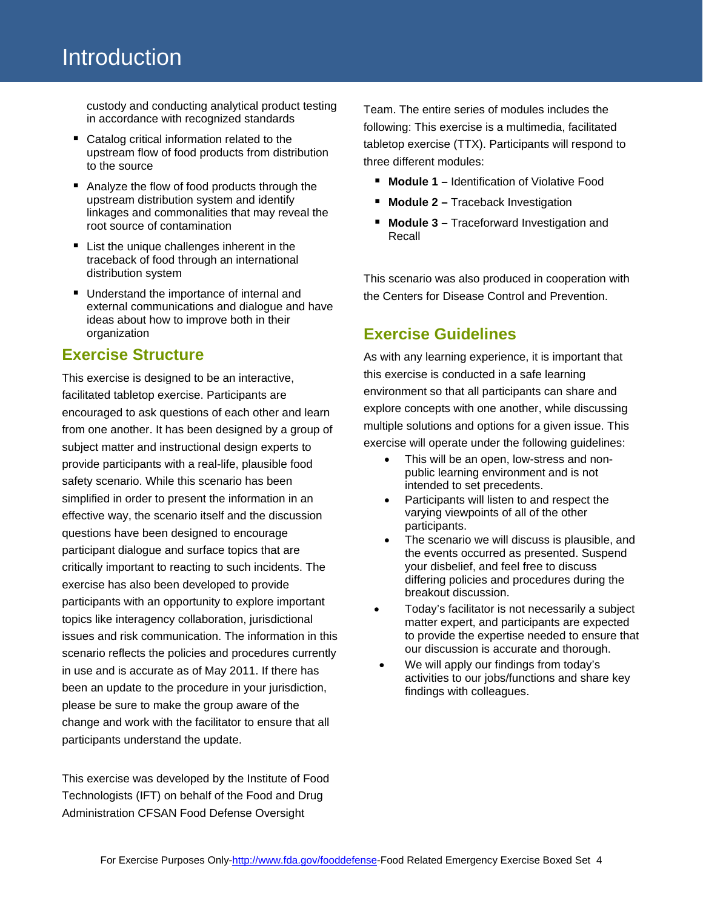custody and conducting analytical product testing in accordance with recognized standards

- Catalog critical information related to the upstream flow of food products from distribution to the source
- Analyze the flow of food products through the upstream distribution system and identify linkages and commonalities that may reveal the root source of contamination
- List the unique challenges inherent in the traceback of food through an international distribution system
- Understand the importance of internal and external communications and dialogue and have ideas about how to improve both in their organization

## Exercise Structure

This exercise is designed to be an interactive, facilitated tabletop exercise. Participants are encouraged to ask questions of each other and learn from one another. It has been designed by a group of subject matter and instructional design experts to provide participants with a real-life, plausible food safety scenario. While this scenario has been simplified in order to present the information in an effective way, the scenario itself and the discussion questions have been designed to encourage participant dialogue and surface topics that are critically important to reacting to such incidents. The exercise has also been developed to provide participants with an opportunity to explore important topics like interagency collaboration, jurisdictional issues and risk communication. The information in this scenario reflects the policies and procedures currently in use and is accurate as of May 2011. If there has been an update to the procedure in your jurisdiction, please be sure to make the group aware of the change and work with the facilitator to ensure that all participants understand the update.

This exercise was developed by the Institute of Food Technologists (IFT) on behalf of the Food and Drug Administration CFSAN Food Defense Oversight Team. The entire series of modules includes the following: This exercise is a multimedia, facilitated tabletop exercise (TTX). Participants will respond to three different modules:

- **Module 1 –** Identification of Violative Food
- **Module 2 –** Traceback Investigation
- **Module 3 –** Traceforward Investigation and Recall

This scenario was also produced in cooperation with the Centers for Disease Control and Prevention.

## Exercise Guidelines

As with any learning experience, it is important that this exercise is conducted in a safe learning environment so that all participants can share and explore concepts with one another, while discussing multiple solutions and options for a given issue. This exercise will operate under the following guidelines:

- This will be an open, low-stress and non-public learning environment and is not intended to set precedents.
- Participants will listen to and respect the varying viewpoints of all of the other participants.
- The scenario we will discuss is plausible, and the events occurred as presented. Suspend your disbelief, and feel free to discuss differing policies and procedures during the breakout discussion.
- Today's facilitator is not necessarily a subject matter expert, and participants are expected to provide the expertise needed to ensure that our discussion is accurate and thorough.
- We will apply our findings from today's activities to our jobs/functions and share key findings with colleagues.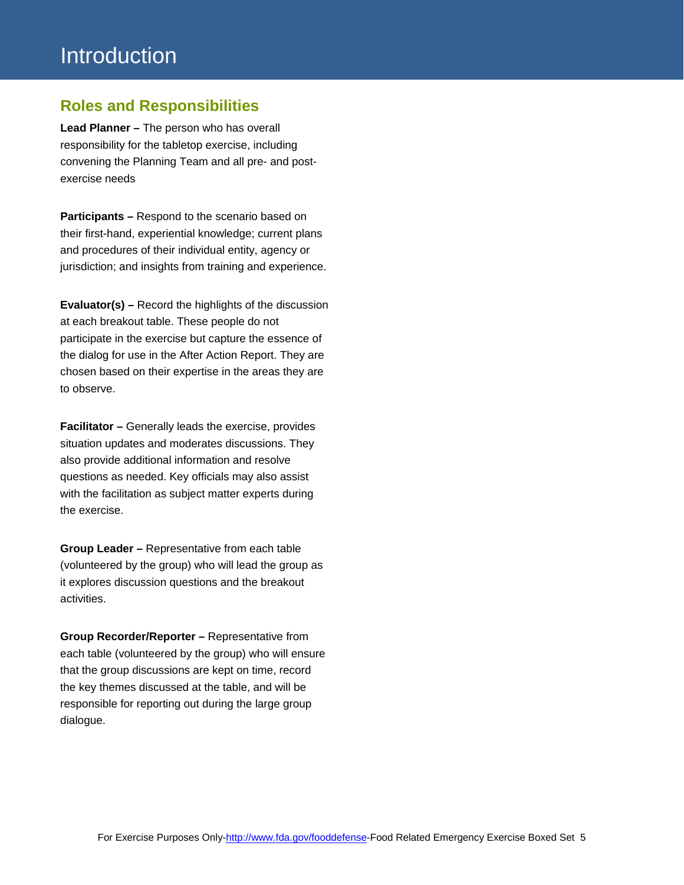# Introduction

## Roles and Responsibilities

**Lead Planner –** The person who has overall responsibility for the tabletop exercise, including convening the Planning Team and all pre- and post-exercise needs

**Participants –** Respond to the scenario based on their first-hand, experiential knowledge; current plans and procedures of their individual entity, agency or jurisdiction; and insights from training and experience.

**Evaluator(s) –** Record the highlights of the discussion at each breakout table. These people do not participate in the exercise but capture the essence of the dialog for use in the After Action Report. They are chosen based on their expertise in the areas they are to observe.

**Facilitator –** Generally leads the exercise, provides situation updates and moderates discussions. They also provide additional information and resolve questions as needed. Key officials may also assist with the facilitation as subject matter experts during the exercise.

**Group Leader –** Representative from each table (volunteered by the group) who will lead the group as it explores discussion questions and the breakout activities.

**Group Recorder/Reporter –** Representative from each table (volunteered by the group) who will ensure that the group discussions are kept on time, record the key themes discussed at the table, and will be responsible for reporting out during the large group dialogue.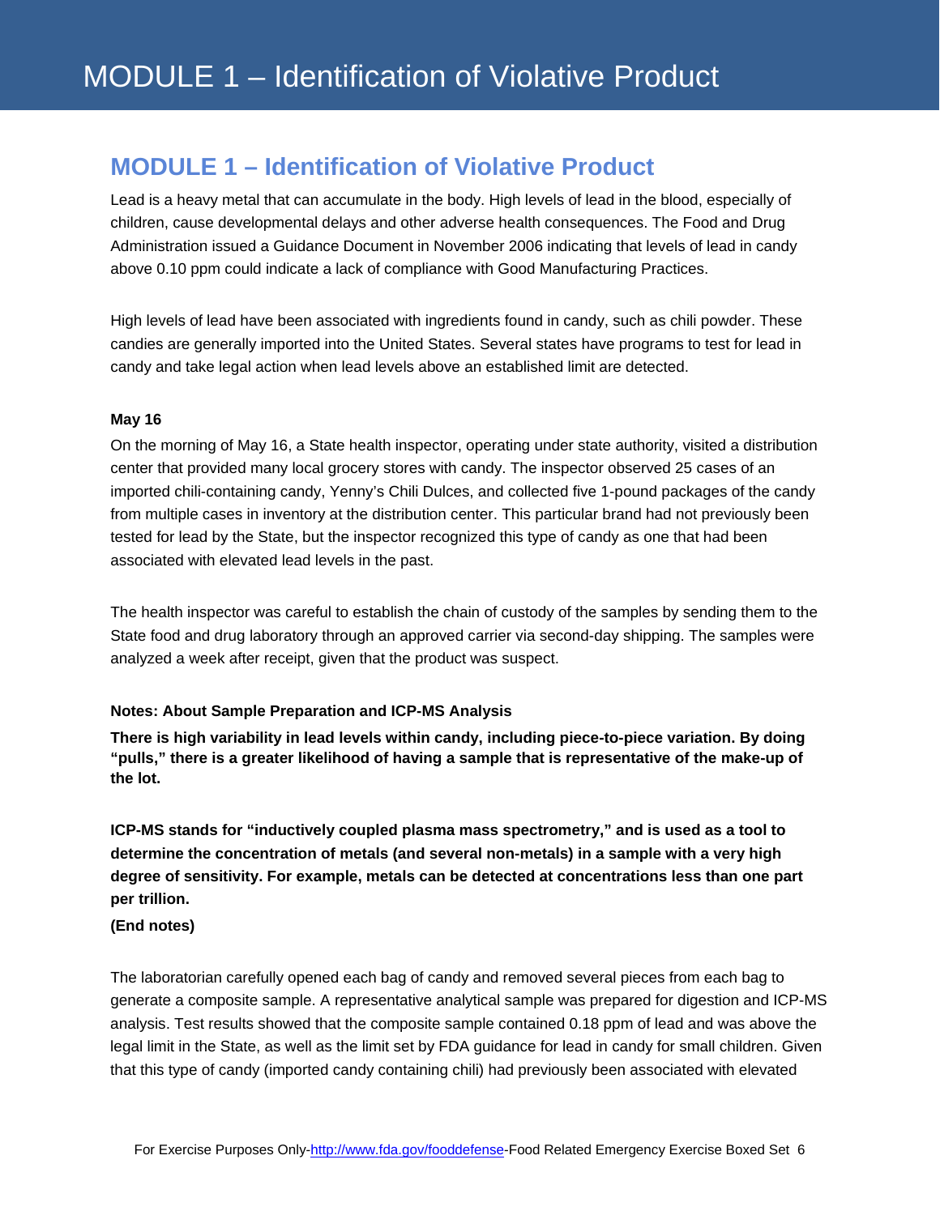# MODULE 1 – Identification of Violative Product

## MODULE 1 – Identification of Violative Product

Lead is a heavy metal that can accumulate in the body. High levels of lead in the blood, especially of children, cause developmental delays and other adverse health consequences. The Food and Drug Administration issued a Guidance Document in November 2006 indicating that levels of lead in candy above 0.10 ppm could indicate a lack of compliance with Good Manufacturing Practices.

High levels of lead have been associated with ingredients found in candy, such as chili powder. These candies are generally imported into the United States. Several states have programs to test for lead in candy and take legal action when lead levels above an established limit are detected.

**May 16**

On the morning of May 16, a State health inspector, operating under state authority, visited a distribution center that provided many local grocery stores with candy. The inspector observed 25 cases of an imported chili-containing candy, Yenny's Chili Dulces, and collected five 1-pound packages of the candy from multiple cases in inventory at the distribution center. This particular brand had not previously been tested for lead by the State, but the inspector recognized this type of candy as one that had been associated with elevated lead levels in the past.

The health inspector was careful to establish the chain of custody of the samples by sending them to the State food and drug laboratory through an approved carrier via second-day shipping. The samples were analyzed a week after receipt, given that the product was suspect.

**Notes: About Sample Preparation and ICP-MS Analysis**

**There is high variability in lead levels within candy, including piece-to-piece variation. By doing "pulls," there is a greater likelihood of having a sample that is representative of the make-up of the lot.**

**ICP-MS stands for "inductively coupled plasma mass spectrometry," and is used as a tool to determine the concentration of metals (and several non-metals) in a sample with a very high degree of sensitivity. For example, metals can be detected at concentrations less than one part per trillion.**

**(End notes)**

The laboratorian carefully opened each bag of candy and removed several pieces from each bag to generate a composite sample. A representative analytical sample was prepared for digestion and ICP-MS analysis. Test results showed that the composite sample contained 0.18 ppm of lead and was above the legal limit in the State, as well as the limit set by FDA guidance for lead in candy for small children. Given that this type of candy (imported candy containing chili) had previously been associated with elevated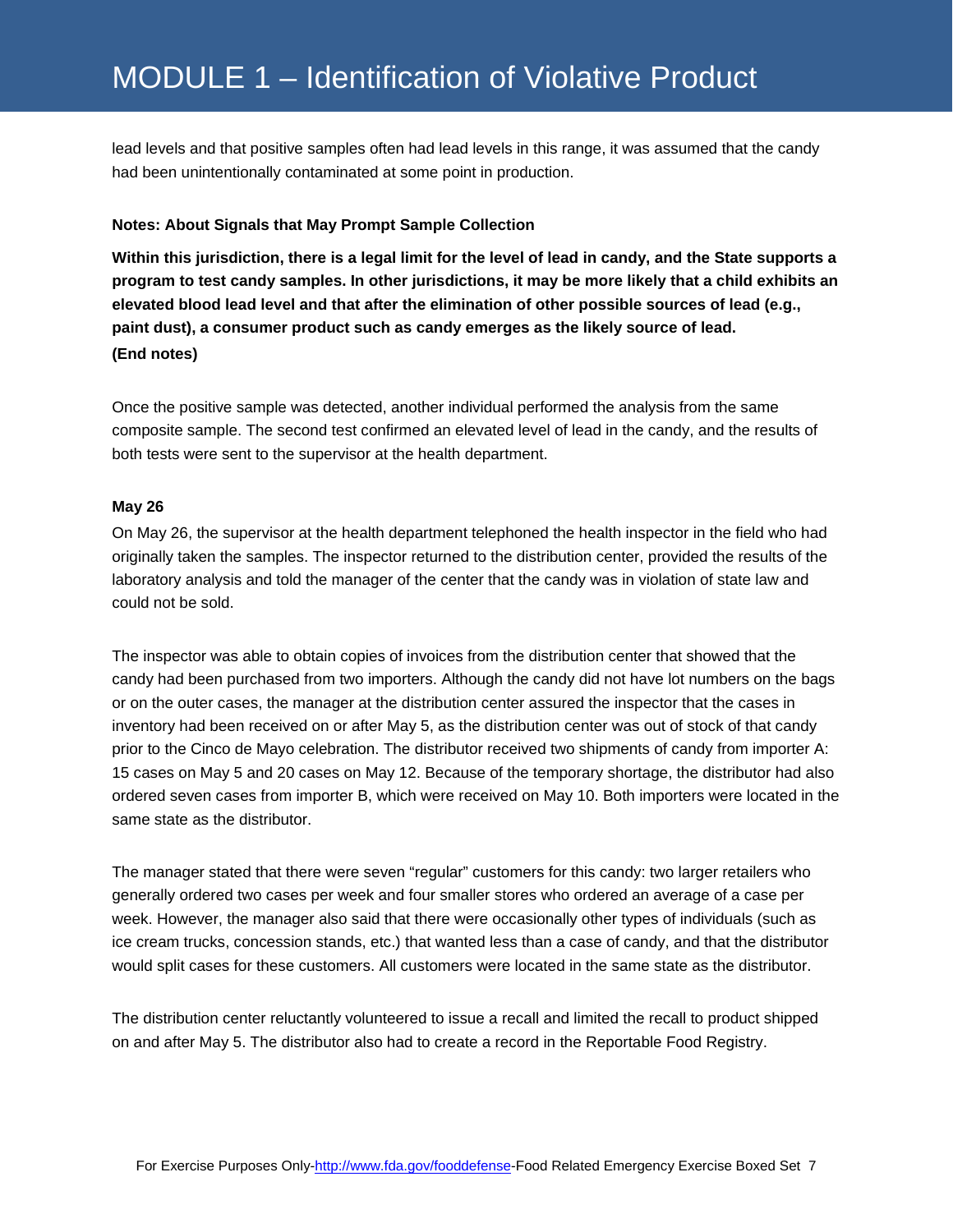# MODULE 1 – Identification of Violative Product

lead levels and that positive samples often had lead levels in this range, it was assumed that the candy had been unintentionally contaminated at some point in production.

**Notes: About Signals that May Prompt Sample Collection**

**Within this jurisdiction, there is a legal limit for the level of lead in candy, and the State supports a program to test candy samples. In other jurisdictions, it may be more likely that a child exhibits an elevated blood lead level and that after the elimination of other possible sources of lead (e.g., paint dust), a consumer product such as candy emerges as the likely source of lead.**
**(End notes)**

Once the positive sample was detected, another individual performed the analysis from the same composite sample. The second test confirmed an elevated level of lead in the candy, and the results of both tests were sent to the supervisor at the health department.

**May 26**

On May 26, the supervisor at the health department telephoned the health inspector in the field who had originally taken the samples. The inspector returned to the distribution center, provided the results of the laboratory analysis and told the manager of the center that the candy was in violation of state law and could not be sold.

The inspector was able to obtain copies of invoices from the distribution center that showed that the candy had been purchased from two importers. Although the candy did not have lot numbers on the bags or on the outer cases, the manager at the distribution center assured the inspector that the cases in inventory had been received on or after May 5, as the distribution center was out of stock of that candy prior to the Cinco de Mayo celebration. The distributor received two shipments of candy from importer A: 15 cases on May 5 and 20 cases on May 12. Because of the temporary shortage, the distributor had also ordered seven cases from importer B, which were received on May 10. Both importers were located in the same state as the distributor.

The manager stated that there were seven "regular" customers for this candy: two larger retailers who generally ordered two cases per week and four smaller stores who ordered an average of a case per week. However, the manager also said that there were occasionally other types of individuals (such as ice cream trucks, concession stands, etc.) that wanted less than a case of candy, and that the distributor would split cases for these customers. All customers were located in the same state as the distributor.

The distribution center reluctantly volunteered to issue a recall and limited the recall to product shipped on and after May 5. The distributor also had to create a record in the Reportable Food Registry.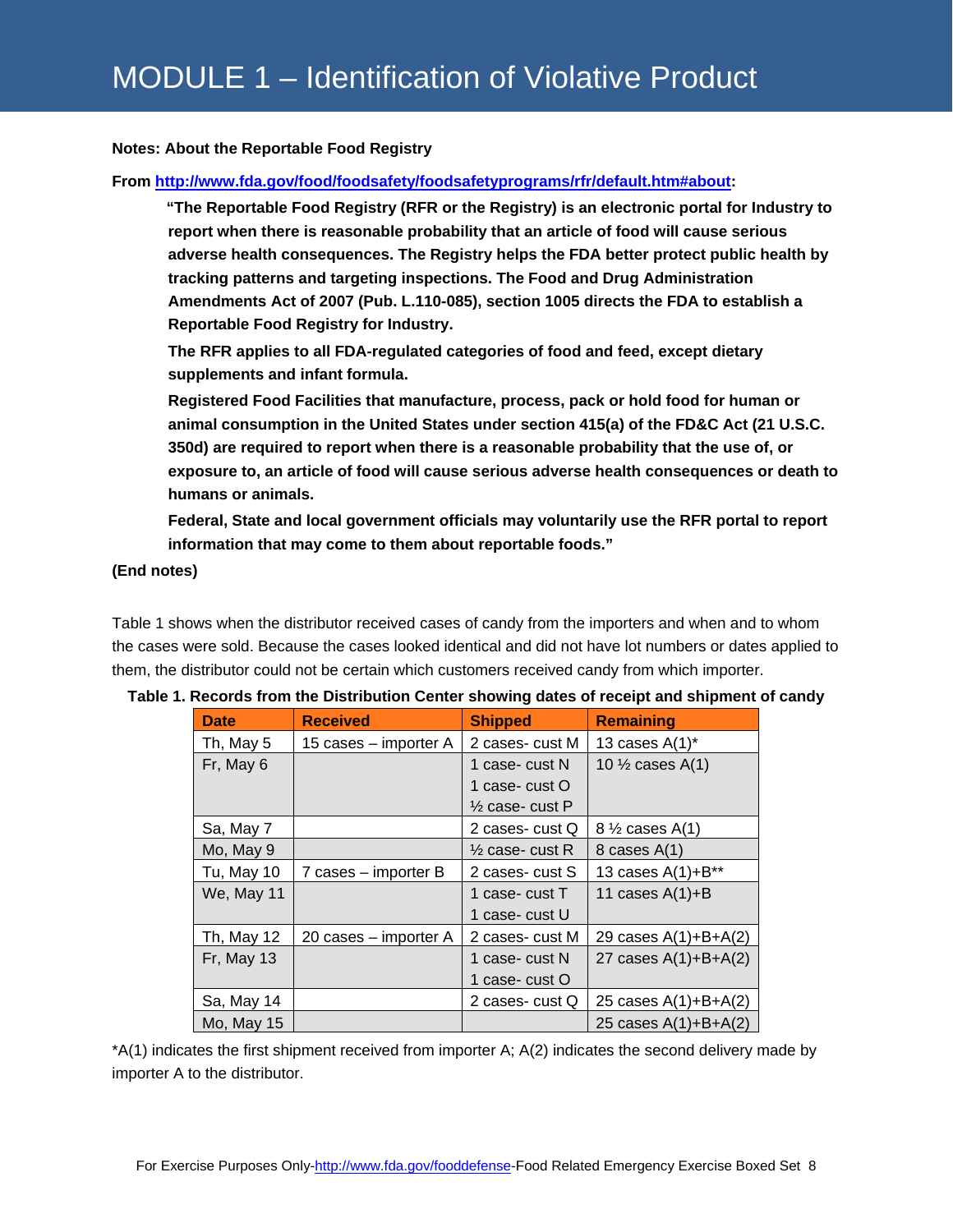# MODULE 1 – Identification of Violative Product

**Notes: About the Reportable Food Registry**

**From http://www.fda.gov/food/foodsafety/foodsafetyprograms/rfr/default.htm#about:**

> **"The Reportable Food Registry (RFR or the Registry) is an electronic portal for Industry to report when there is reasonable probability that an article of food will cause serious adverse health consequences. The Registry helps the FDA better protect public health by tracking patterns and targeting inspections. The Food and Drug Administration Amendments Act of 2007 (Pub. L.110-085), section 1005 directs the FDA to establish a Reportable Food Registry for Industry.**
>
> **The RFR applies to all FDA-regulated categories of food and feed, except dietary supplements and infant formula.**
>
> **Registered Food Facilities that manufacture, process, pack or hold food for human or animal consumption in the United States under section 415(a) of the FD&C Act (21 U.S.C. 350d) are required to report when there is a reasonable probability that the use of, or exposure to, an article of food will cause serious adverse health consequences or death to humans or animals.**
>
> **Federal, State and local government officials may voluntarily use the RFR portal to report information that may come to them about reportable foods."**

**(End notes)**

Table 1 shows when the distributor received cases of candy from the importers and when and to whom the cases were sold. Because the cases looked identical and did not have lot numbers or dates applied to them, the distributor could not be certain which customers received candy from which importer.

**Table 1. Records from the Distribution Center showing dates of receipt and shipment of candy**

| Date | Received | Shipped | Remaining |
|---|---|---|---|
| Th, May 5 | 15 cases – importer A | 2 cases- cust M | 13 cases A(1)* |
| Fr, May 6 | | 1 case- cust N<br>1 case- cust O<br>½ case- cust P | 10 ½ cases A(1) |
| Sa, May 7 | | 2 cases- cust Q | 8 ½ cases A(1) |
| Mo, May 9 | | ½ case- cust R | 8 cases A(1) |
| Tu, May 10 | 7 cases – importer B | 2 cases- cust S | 13 cases A(1)+B** |
| We, May 11 | | 1 case- cust T<br>1 case- cust U | 11 cases A(1)+B |
| Th, May 12 | 20 cases – importer A | 2 cases- cust M | 29 cases A(1)+B+A(2) |
| Fr, May 13 | | 1 case- cust N<br>1 case- cust O | 27 cases A(1)+B+A(2) |
| Sa, May 14 | | 2 cases- cust Q | 25 cases A(1)+B+A(2) |
| Mo, May 15 | | | 25 cases A(1)+B+A(2) |

*A(1) indicates the first shipment received from importer A; A(2) indicates the second delivery made by importer A to the distributor.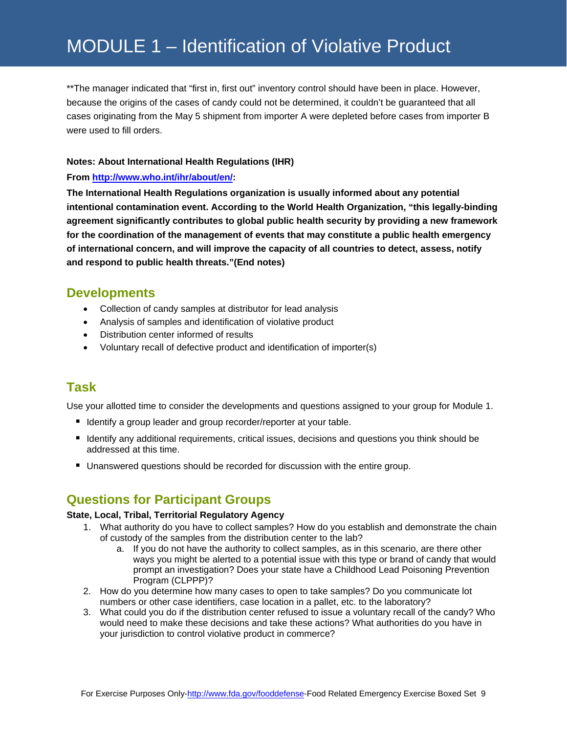# MODULE 1 – Identification of Violative Product

**The manager indicated that “first in, first out” inventory control should have been in place. However, because the origins of the cases of candy could not be determined, it couldn’t be guaranteed that all cases originating from the May 5 shipment from importer A were depleted before cases from importer B were used to fill orders.

**Notes: About International Health Regulations (IHR)**

**From [http://www.who.int/ihr/about/en/](http://www.who.int/ihr/about/en/):**

**The International Health Regulations organization is usually informed about any potential intentional contamination event. According to the World Health Organization, “this legally-binding agreement significantly contributes to global public health security by providing a new framework for the coordination of the management of events that may constitute a public health emergency of international concern, and will improve the capacity of all countries to detect, assess, notify and respond to public health threats.”(End notes)**

## Developments

- Collection of candy samples at distributor for lead analysis
- Analysis of samples and identification of violative product
- Distribution center informed of results
- Voluntary recall of defective product and identification of importer(s)

## Task

Use your allotted time to consider the developments and questions assigned to your group for Module 1.

- Identify a group leader and group recorder/reporter at your table.
- Identify any additional requirements, critical issues, decisions and questions you think should be addressed at this time.
- Unanswered questions should be recorded for discussion with the entire group.

## Questions for Participant Groups

**State, Local, Tribal, Territorial Regulatory Agency**

1. What authority do you have to collect samples? How do you establish and demonstrate the chain of custody of the samples from the distribution center to the lab?
   a. If you do not have the authority to collect samples, as in this scenario, are there other ways you might be alerted to a potential issue with this type or brand of candy that would prompt an investigation? Does your state have a Childhood Lead Poisoning Prevention Program (CLPPP)?
2. How do you determine how many cases to open to take samples? Do you communicate lot numbers or other case identifiers, case location in a pallet, etc. to the laboratory?
3. What could you do if the distribution center refused to issue a voluntary recall of the candy? Who would need to make these decisions and take these actions? What authorities do you have in your jurisdiction to control violative product in commerce?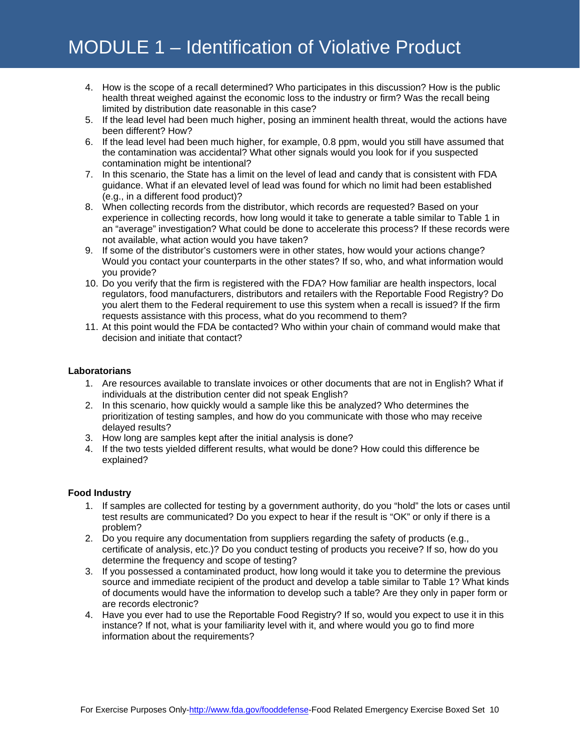# MODULE 1 – Identification of Violative Product

4. How is the scope of a recall determined? Who participates in this discussion? How is the public health threat weighed against the economic loss to the industry or firm? Was the recall being limited by distribution date reasonable in this case?
5. If the lead level had been much higher, posing an imminent health threat, would the actions have been different? How?
6. If the lead level had been much higher, for example, 0.8 ppm, would you still have assumed that the contamination was accidental? What other signals would you look for if you suspected contamination might be intentional?
7. In this scenario, the State has a limit on the level of lead and candy that is consistent with FDA guidance. What if an elevated level of lead was found for which no limit had been established (e.g., in a different food product)?
8. When collecting records from the distributor, which records are requested? Based on your experience in collecting records, how long would it take to generate a table similar to Table 1 in an "average" investigation? What could be done to accelerate this process? If these records were not available, what action would you have taken?
9. If some of the distributor's customers were in other states, how would your actions change? Would you contact your counterparts in the other states? If so, who, and what information would you provide?
10. Do you verify that the firm is registered with the FDA? How familiar are health inspectors, local regulators, food manufacturers, distributors and retailers with the Reportable Food Registry? Do you alert them to the Federal requirement to use this system when a recall is issued? If the firm requests assistance with this process, what do you recommend to them?
11. At this point would the FDA be contacted? Who within your chain of command would make that decision and initiate that contact?

**Laboratorians**

1. Are resources available to translate invoices or other documents that are not in English? What if individuals at the distribution center did not speak English?
2. In this scenario, how quickly would a sample like this be analyzed? Who determines the prioritization of testing samples, and how do you communicate with those who may receive delayed results?
3. How long are samples kept after the initial analysis is done?
4. If the two tests yielded different results, what would be done? How could this difference be explained?

**Food Industry**

1. If samples are collected for testing by a government authority, do you "hold" the lots or cases until test results are communicated? Do you expect to hear if the result is "OK" or only if there is a problem?
2. Do you require any documentation from suppliers regarding the safety of products (e.g., certificate of analysis, etc.)? Do you conduct testing of products you receive? If so, how do you determine the frequency and scope of testing?
3. If you possessed a contaminated product, how long would it take you to determine the previous source and immediate recipient of the product and develop a table similar to Table 1? What kinds of documents would have the information to develop such a table? Are they only in paper form or are records electronic?
4. Have you ever had to use the Reportable Food Registry? If so, would you expect to use it in this instance? If not, what is your familiarity level with it, and where would you go to find more information about the requirements?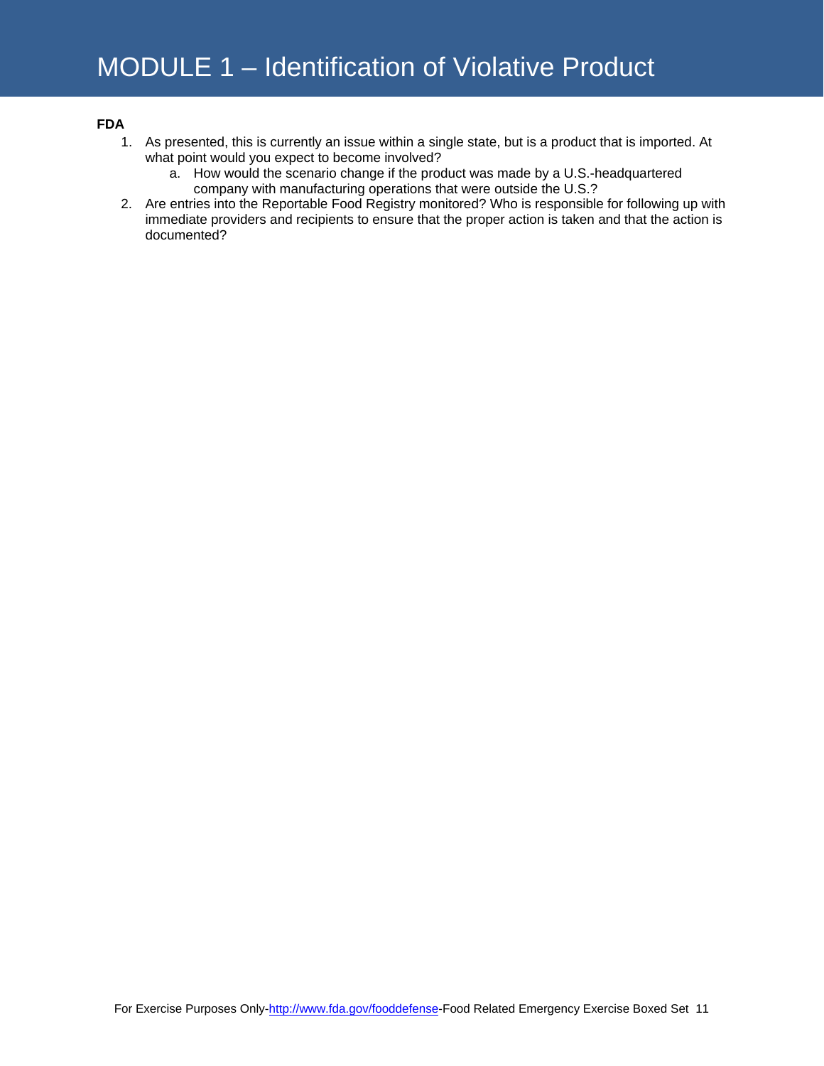# MODULE 1 – Identification of Violative Product

**FDA**

1. As presented, this is currently an issue within a single state, but is a product that is imported. At what point would you expect to become involved?
   a. How would the scenario change if the product was made by a U.S.-headquartered company with manufacturing operations that were outside the U.S.?
2. Are entries into the Reportable Food Registry monitored? Who is responsible for following up with immediate providers and recipients to ensure that the proper action is taken and that the action is documented?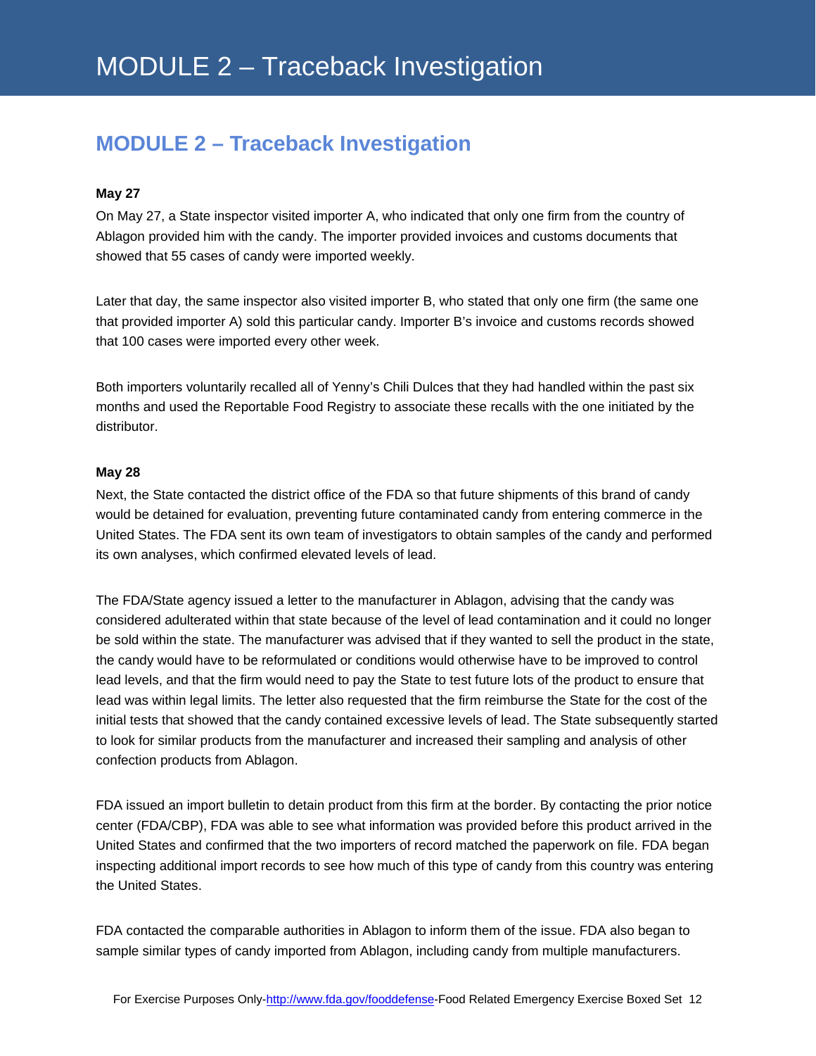# MODULE 2 – Traceback Investigation

**May 27**

On May 27, a State inspector visited importer A, who indicated that only one firm from the country of Ablagon provided him with the candy. The importer provided invoices and customs documents that showed that 55 cases of candy were imported weekly.

Later that day, the same inspector also visited importer B, who stated that only one firm (the same one that provided importer A) sold this particular candy. Importer B's invoice and customs records showed that 100 cases were imported every other week.

Both importers voluntarily recalled all of Yenny's Chili Dulces that they had handled within the past six months and used the Reportable Food Registry to associate these recalls with the one initiated by the distributor.

**May 28**

Next, the State contacted the district office of the FDA so that future shipments of this brand of candy would be detained for evaluation, preventing future contaminated candy from entering commerce in the United States. The FDA sent its own team of investigators to obtain samples of the candy and performed its own analyses, which confirmed elevated levels of lead.

The FDA/State agency issued a letter to the manufacturer in Ablagon, advising that the candy was considered adulterated within that state because of the level of lead contamination and it could no longer be sold within the state. The manufacturer was advised that if they wanted to sell the product in the state, the candy would have to be reformulated or conditions would otherwise have to be improved to control lead levels, and that the firm would need to pay the State to test future lots of the product to ensure that lead was within legal limits. The letter also requested that the firm reimburse the State for the cost of the initial tests that showed that the candy contained excessive levels of lead. The State subsequently started to look for similar products from the manufacturer and increased their sampling and analysis of other confection products from Ablagon.

FDA issued an import bulletin to detain product from this firm at the border. By contacting the prior notice center (FDA/CBP), FDA was able to see what information was provided before this product arrived in the United States and confirmed that the two importers of record matched the paperwork on file. FDA began inspecting additional import records to see how much of this type of candy from this country was entering the United States.

FDA contacted the comparable authorities in Ablagon to inform them of the issue. FDA also began to sample similar types of candy imported from Ablagon, including candy from multiple manufacturers.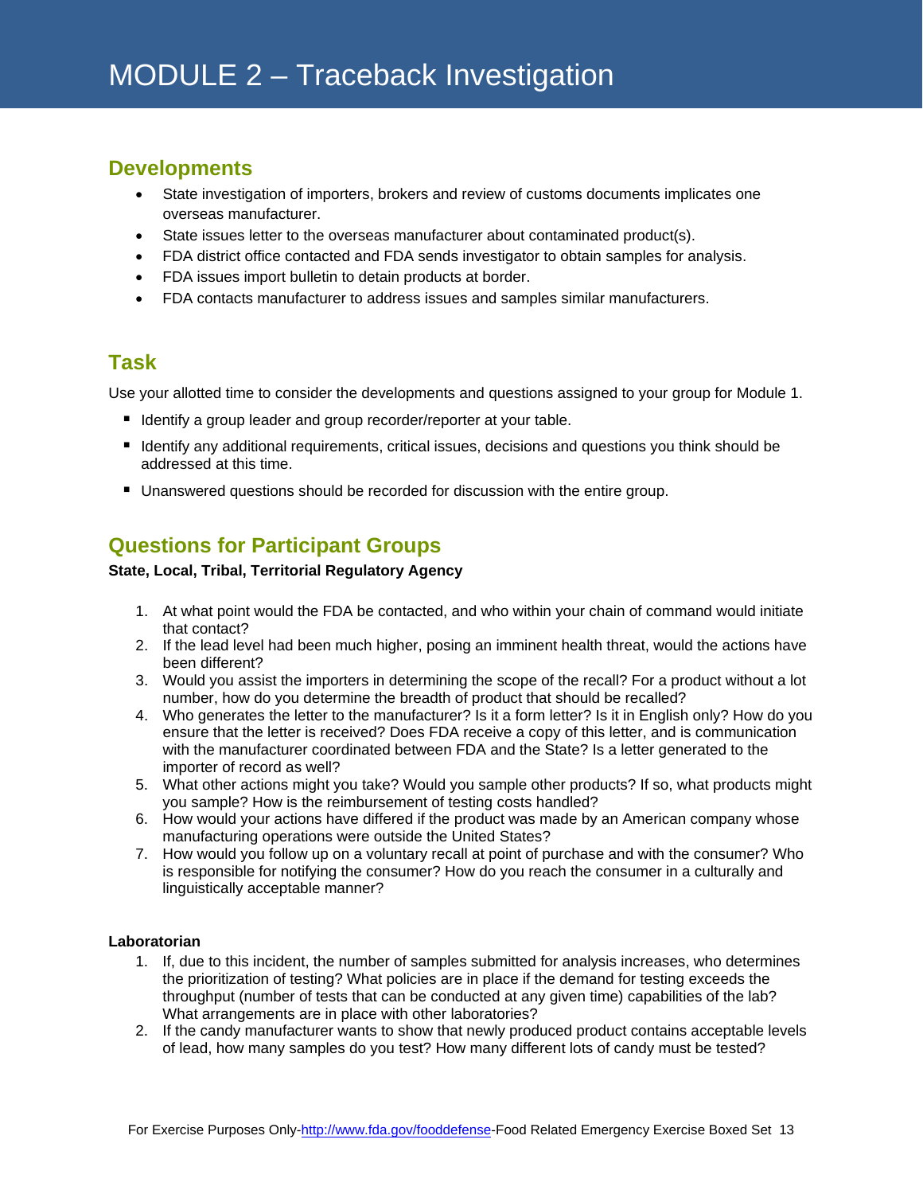# MODULE 2 – Traceback Investigation

## Developments

- State investigation of importers, brokers and review of customs documents implicates one overseas manufacturer.
- State issues letter to the overseas manufacturer about contaminated product(s).
- FDA district office contacted and FDA sends investigator to obtain samples for analysis.
- FDA issues import bulletin to detain products at border.
- FDA contacts manufacturer to address issues and samples similar manufacturers.

## Task

Use your allotted time to consider the developments and questions assigned to your group for Module 1.

- Identify a group leader and group recorder/reporter at your table.
- Identify any additional requirements, critical issues, decisions and questions you think should be addressed at this time.
- Unanswered questions should be recorded for discussion with the entire group.

## Questions for Participant Groups

**State, Local, Tribal, Territorial Regulatory Agency**

1. At what point would the FDA be contacted, and who within your chain of command would initiate that contact?
2. If the lead level had been much higher, posing an imminent health threat, would the actions have been different?
3. Would you assist the importers in determining the scope of the recall? For a product without a lot number, how do you determine the breadth of product that should be recalled?
4. Who generates the letter to the manufacturer? Is it a form letter? Is it in English only? How do you ensure that the letter is received? Does FDA receive a copy of this letter, and is communication with the manufacturer coordinated between FDA and the State? Is a letter generated to the importer of record as well?
5. What other actions might you take? Would you sample other products? If so, what products might you sample? How is the reimbursement of testing costs handled?
6. How would your actions have differed if the product was made by an American company whose manufacturing operations were outside the United States?
7. How would you follow up on a voluntary recall at point of purchase and with the consumer? Who is responsible for notifying the consumer? How do you reach the consumer in a culturally and linguistically acceptable manner?

**Laboratorian**

1. If, due to this incident, the number of samples submitted for analysis increases, who determines the prioritization of testing? What policies are in place if the demand for testing exceeds the throughput (number of tests that can be conducted at any given time) capabilities of the lab? What arrangements are in place with other laboratories?
2. If the candy manufacturer wants to show that newly produced product contains acceptable levels of lead, how many samples do you test? How many different lots of candy must be tested?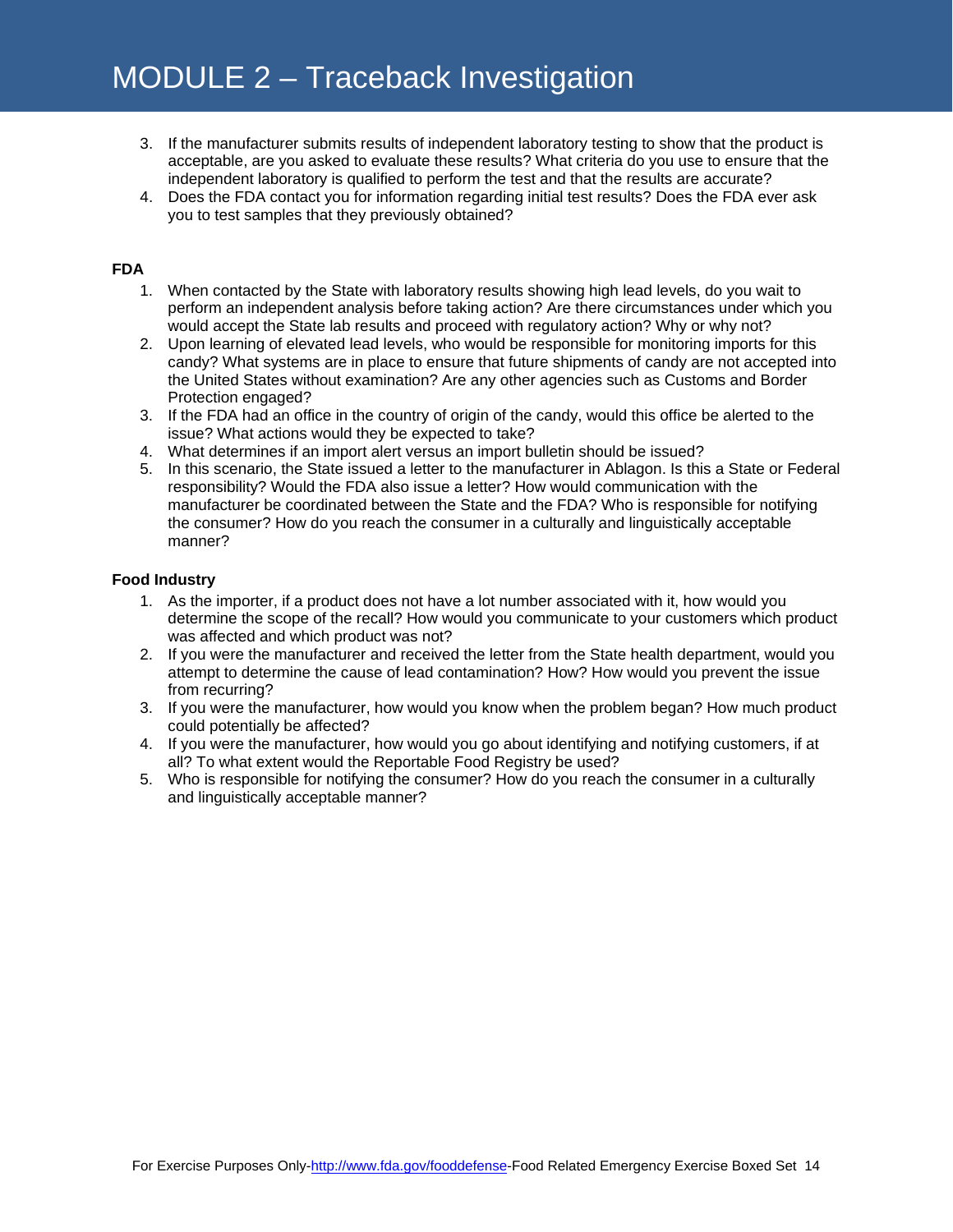# MODULE 2 – Traceback Investigation

3. If the manufacturer submits results of independent laboratory testing to show that the product is acceptable, are you asked to evaluate these results? What criteria do you use to ensure that the independent laboratory is qualified to perform the test and that the results are accurate?
4. Does the FDA contact you for information regarding initial test results? Does the FDA ever ask you to test samples that they previously obtained?

**FDA**

1. When contacted by the State with laboratory results showing high lead levels, do you wait to perform an independent analysis before taking action? Are there circumstances under which you would accept the State lab results and proceed with regulatory action? Why or why not?
2. Upon learning of elevated lead levels, who would be responsible for monitoring imports for this candy? What systems are in place to ensure that future shipments of candy are not accepted into the United States without examination? Are any other agencies such as Customs and Border Protection engaged?
3. If the FDA had an office in the country of origin of the candy, would this office be alerted to the issue? What actions would they be expected to take?
4. What determines if an import alert versus an import bulletin should be issued?
5. In this scenario, the State issued a letter to the manufacturer in Ablagon. Is this a State or Federal responsibility? Would the FDA also issue a letter? How would communication with the manufacturer be coordinated between the State and the FDA? Who is responsible for notifying the consumer? How do you reach the consumer in a culturally and linguistically acceptable manner?

**Food Industry**

1. As the importer, if a product does not have a lot number associated with it, how would you determine the scope of the recall? How would you communicate to your customers which product was affected and which product was not?
2. If you were the manufacturer and received the letter from the State health department, would you attempt to determine the cause of lead contamination? How? How would you prevent the issue from recurring?
3. If you were the manufacturer, how would you know when the problem began? How much product could potentially be affected?
4. If you were the manufacturer, how would you go about identifying and notifying customers, if at all? To what extent would the Reportable Food Registry be used?
5. Who is responsible for notifying the consumer? How do you reach the consumer in a culturally and linguistically acceptable manner?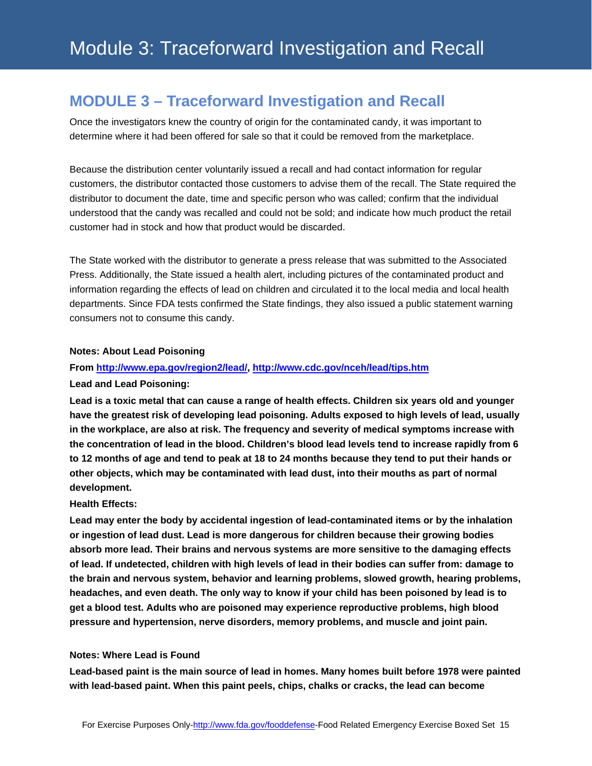## MODULE 3 – Traceforward Investigation and Recall

Once the investigators knew the country of origin for the contaminated candy, it was important to determine where it had been offered for sale so that it could be removed from the marketplace.

Because the distribution center voluntarily issued a recall and had contact information for regular customers, the distributor contacted those customers to advise them of the recall. The State required the distributor to document the date, time and specific person who was called; confirm that the individual understood that the candy was recalled and could not be sold; and indicate how much product the retail customer had in stock and how that product would be discarded.

The State worked with the distributor to generate a press release that was submitted to the Associated Press. Additionally, the State issued a health alert, including pictures of the contaminated product and information regarding the effects of lead on children and circulated it to the local media and local health departments. Since FDA tests confirmed the State findings, they also issued a public statement warning consumers not to consume this candy.

**Notes: About Lead Poisoning**

**From [http://www.epa.gov/region2/lead/](http://www.epa.gov/region2/lead/), [http://www.cdc.gov/nceh/lead/tips.htm](http://www.cdc.gov/nceh/lead/tips.htm)**

**Lead and Lead Poisoning:**

**Lead is a toxic metal that can cause a range of health effects. Children six years old and younger have the greatest risk of developing lead poisoning. Adults exposed to high levels of lead, usually in the workplace, are also at risk. The frequency and severity of medical symptoms increase with the concentration of lead in the blood. Children's blood lead levels tend to increase rapidly from 6 to 12 months of age and tend to peak at 18 to 24 months because they tend to put their hands or other objects, which may be contaminated with lead dust, into their mouths as part of normal development.**

**Health Effects:**

**Lead may enter the body by accidental ingestion of lead-contaminated items or by the inhalation or ingestion of lead dust. Lead is more dangerous for children because their growing bodies absorb more lead. Their brains and nervous systems are more sensitive to the damaging effects of lead. If undetected, children with high levels of lead in their bodies can suffer from: damage to the brain and nervous system, behavior and learning problems, slowed growth, hearing problems, headaches, and even death. The only way to know if your child has been poisoned by lead is to get a blood test. Adults who are poisoned may experience reproductive problems, high blood pressure and hypertension, nerve disorders, memory problems, and muscle and joint pain.**

**Notes: Where Lead is Found**

**Lead-based paint is the main source of lead in homes. Many homes built before 1978 were painted with lead-based paint. When this paint peels, chips, chalks or cracks, the lead can become**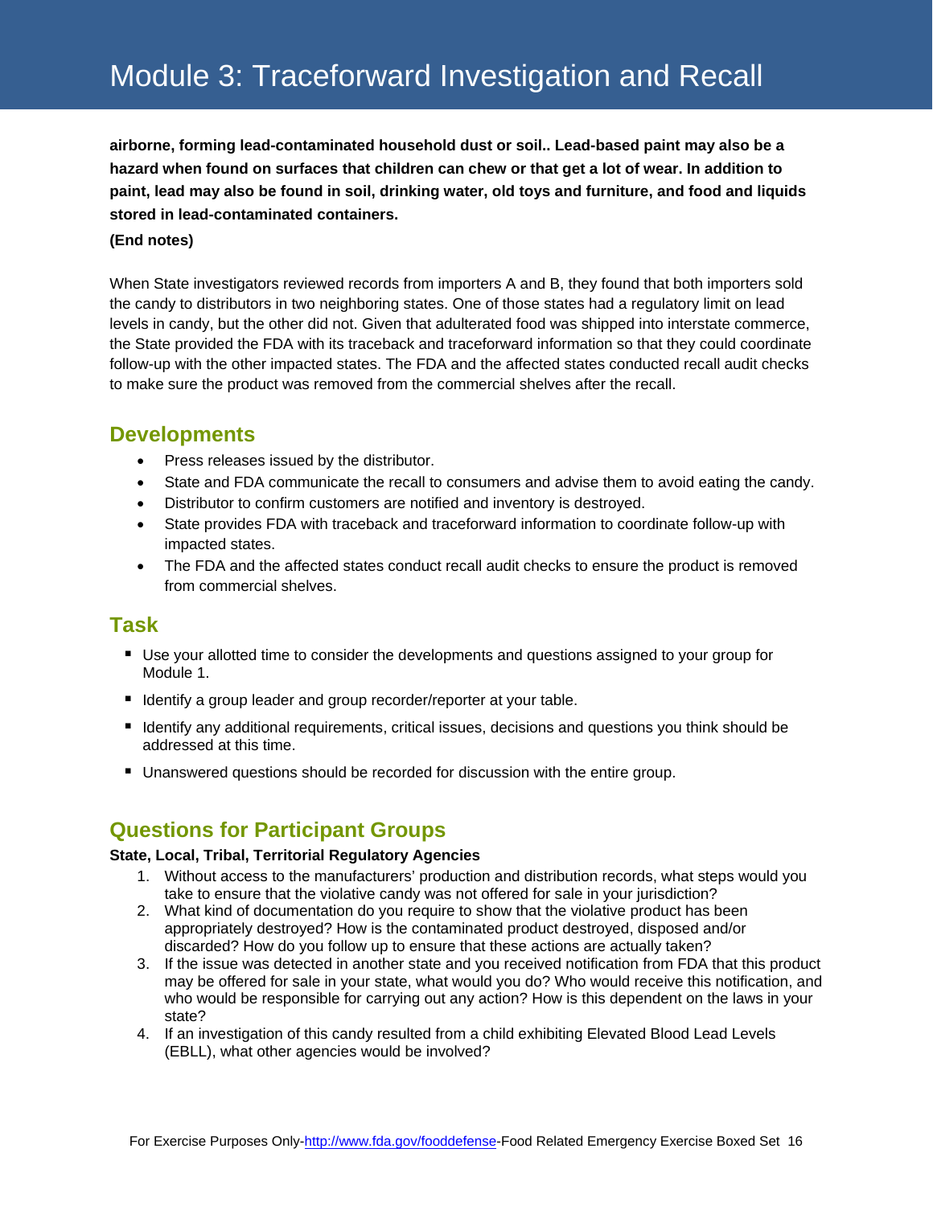# Module 3: Traceforward Investigation and Recall

**airborne, forming lead-contaminated household dust or soil.. Lead-based paint may also be a hazard when found on surfaces that children can chew or that get a lot of wear. In addition to paint, lead may also be found in soil, drinking water, old toys and furniture, and food and liquids stored in lead-contaminated containers.**

**(End notes)**

When State investigators reviewed records from importers A and B, they found that both importers sold the candy to distributors in two neighboring states. One of those states had a regulatory limit on lead levels in candy, but the other did not. Given that adulterated food was shipped into interstate commerce, the State provided the FDA with its traceback and traceforward information so that they could coordinate follow-up with the other impacted states. The FDA and the affected states conducted recall audit checks to make sure the product was removed from the commercial shelves after the recall.

## Developments

- Press releases issued by the distributor.
- State and FDA communicate the recall to consumers and advise them to avoid eating the candy.
- Distributor to confirm customers are notified and inventory is destroyed.
- State provides FDA with traceback and traceforward information to coordinate follow-up with impacted states.
- The FDA and the affected states conduct recall audit checks to ensure the product is removed from commercial shelves.

## Task

- Use your allotted time to consider the developments and questions assigned to your group for Module 1.
- Identify a group leader and group recorder/reporter at your table.
- Identify any additional requirements, critical issues, decisions and questions you think should be addressed at this time.
- Unanswered questions should be recorded for discussion with the entire group.

## Questions for Participant Groups

**State, Local, Tribal, Territorial Regulatory Agencies**

1. Without access to the manufacturers' production and distribution records, what steps would you take to ensure that the violative candy was not offered for sale in your jurisdiction?
2. What kind of documentation do you require to show that the violative product has been appropriately destroyed? How is the contaminated product destroyed, disposed and/or discarded? How do you follow up to ensure that these actions are actually taken?
3. If the issue was detected in another state and you received notification from FDA that this product may be offered for sale in your state, what would you do? Who would receive this notification, and who would be responsible for carrying out any action? How is this dependent on the laws in your state?
4. If an investigation of this candy resulted from a child exhibiting Elevated Blood Lead Levels (EBLL), what other agencies would be involved?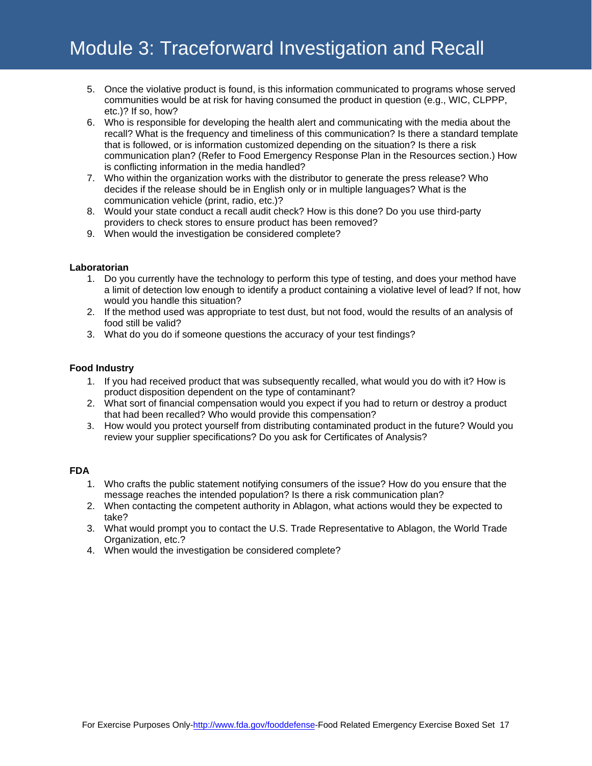# Module 3: Traceforward Investigation and Recall

5. Once the violative product is found, is this information communicated to programs whose served communities would be at risk for having consumed the product in question (e.g., WIC, CLPPP, etc.)? If so, how?
6. Who is responsible for developing the health alert and communicating with the media about the recall? What is the frequency and timeliness of this communication? Is there a standard template that is followed, or is information customized depending on the situation? Is there a risk communication plan? (Refer to Food Emergency Response Plan in the Resources section.) How is conflicting information in the media handled?
7. Who within the organization works with the distributor to generate the press release? Who decides if the release should be in English only or in multiple languages? What is the communication vehicle (print, radio, etc.)?
8. Would your state conduct a recall audit check? How is this done? Do you use third-party providers to check stores to ensure product has been removed?
9. When would the investigation be considered complete?

**Laboratorian**

1. Do you currently have the technology to perform this type of testing, and does your method have a limit of detection low enough to identify a product containing a violative level of lead? If not, how would you handle this situation?
2. If the method used was appropriate to test dust, but not food, would the results of an analysis of food still be valid?
3. What do you do if someone questions the accuracy of your test findings?

**Food Industry**

1. If you had received product that was subsequently recalled, what would you do with it? How is product disposition dependent on the type of contaminant?
2. What sort of financial compensation would you expect if you had to return or destroy a product that had been recalled? Who would provide this compensation?
3. How would you protect yourself from distributing contaminated product in the future? Would you review your supplier specifications? Do you ask for Certificates of Analysis?

**FDA**

1. Who crafts the public statement notifying consumers of the issue? How do you ensure that the message reaches the intended population? Is there a risk communication plan?
2. When contacting the competent authority in Ablagon, what actions would they be expected to take?
3. What would prompt you to contact the U.S. Trade Representative to Ablagon, the World Trade Organization, etc.?
4. When would the investigation be considered complete?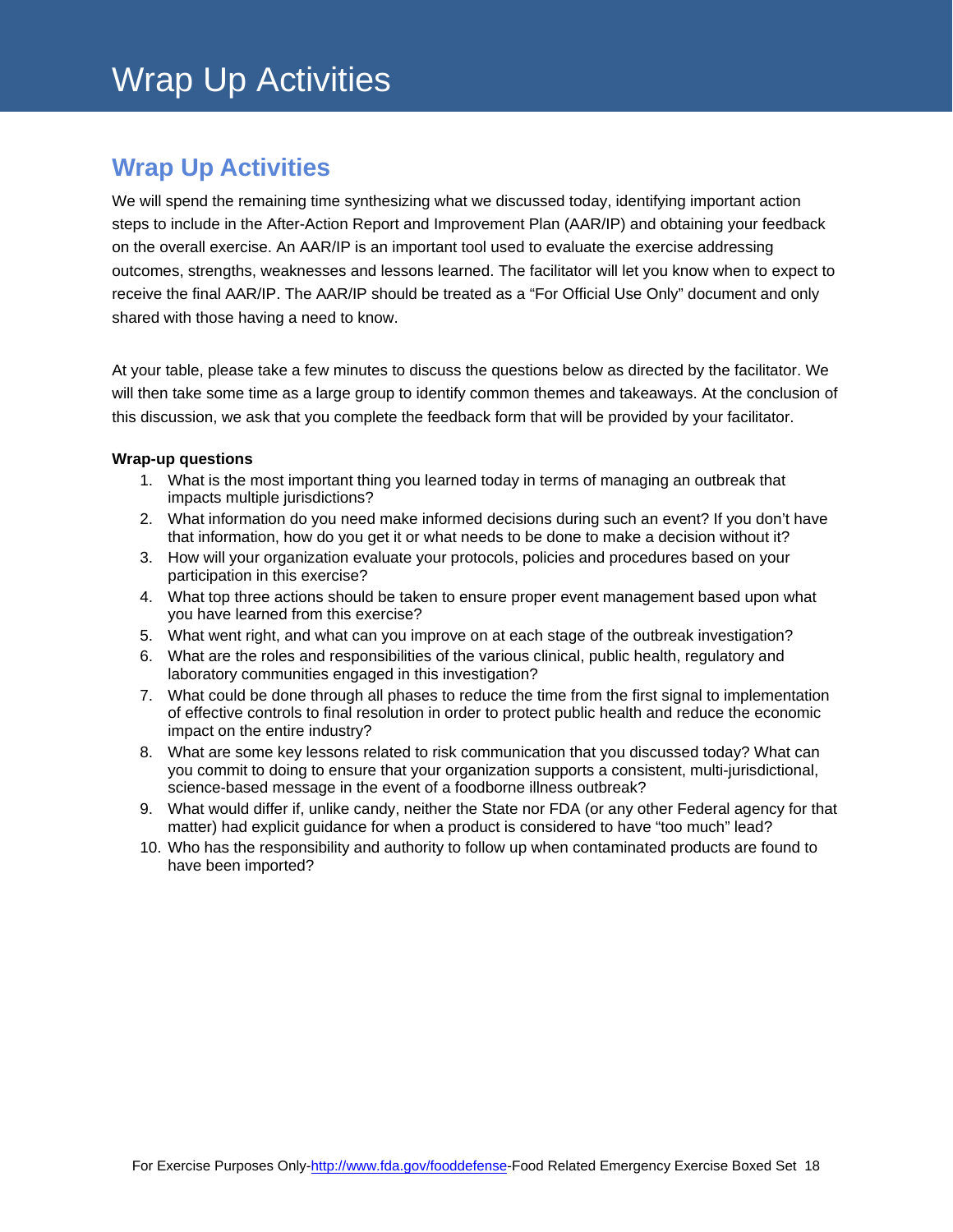# Wrap Up Activities

## Wrap Up Activities

We will spend the remaining time synthesizing what we discussed today, identifying important action steps to include in the After-Action Report and Improvement Plan (AAR/IP) and obtaining your feedback on the overall exercise. An AAR/IP is an important tool used to evaluate the exercise addressing outcomes, strengths, weaknesses and lessons learned. The facilitator will let you know when to expect to receive the final AAR/IP. The AAR/IP should be treated as a "For Official Use Only" document and only shared with those having a need to know.

At your table, please take a few minutes to discuss the questions below as directed by the facilitator. We will then take some time as a large group to identify common themes and takeaways. At the conclusion of this discussion, we ask that you complete the feedback form that will be provided by your facilitator.

**Wrap-up questions**

1. What is the most important thing you learned today in terms of managing an outbreak that impacts multiple jurisdictions?
2. What information do you need make informed decisions during such an event? If you don't have that information, how do you get it or what needs to be done to make a decision without it?
3. How will your organization evaluate your protocols, policies and procedures based on your participation in this exercise?
4. What top three actions should be taken to ensure proper event management based upon what you have learned from this exercise?
5. What went right, and what can you improve on at each stage of the outbreak investigation?
6. What are the roles and responsibilities of the various clinical, public health, regulatory and laboratory communities engaged in this investigation?
7. What could be done through all phases to reduce the time from the first signal to implementation of effective controls to final resolution in order to protect public health and reduce the economic impact on the entire industry?
8. What are some key lessons related to risk communication that you discussed today? What can you commit to doing to ensure that your organization supports a consistent, multi-jurisdictional, science-based message in the event of a foodborne illness outbreak?
9. What would differ if, unlike candy, neither the State nor FDA (or any other Federal agency for that matter) had explicit guidance for when a product is considered to have "too much" lead?
10. Who has the responsibility and authority to follow up when contaminated products are found to have been imported?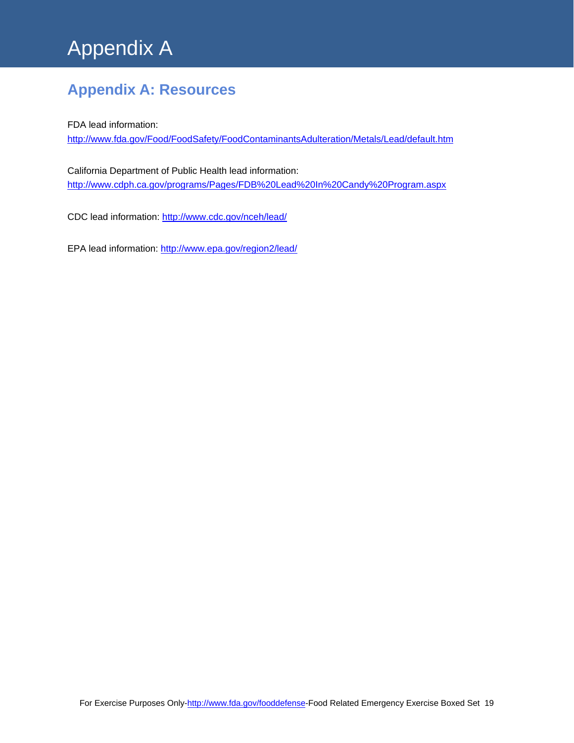# Appendix A

## Appendix A: Resources

FDA lead information:
http://www.fda.gov/Food/FoodSafety/FoodContaminantsAdulteration/Metals/Lead/default.htm

California Department of Public Health lead information:
http://www.cdph.ca.gov/programs/Pages/FDB%20Lead%20In%20Candy%20Program.aspx

CDC lead information: http://www.cdc.gov/nceh/lead/

EPA lead information: http://www.epa.gov/region2/lead/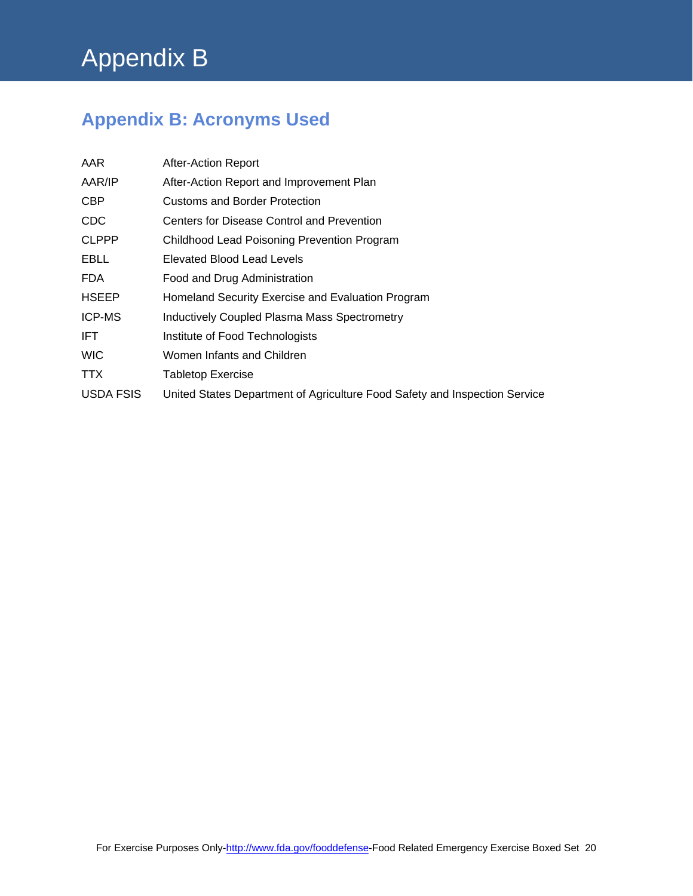# Appendix B

## Appendix B: Acronyms Used

| | |
|---|---|
| AAR | After-Action Report |
| AAR/IP | After-Action Report and Improvement Plan |
| CBP | Customs and Border Protection |
| CDC | Centers for Disease Control and Prevention |
| CLPPP | Childhood Lead Poisoning Prevention Program |
| EBLL | Elevated Blood Lead Levels |
| FDA | Food and Drug Administration |
| HSEEP | Homeland Security Exercise and Evaluation Program |
| ICP-MS | Inductively Coupled Plasma Mass Spectrometry |
| IFT | Institute of Food Technologists |
| WIC | Women Infants and Children |
| TTX | Tabletop Exercise |
| USDA FSIS | United States Department of Agriculture Food Safety and Inspection Service |